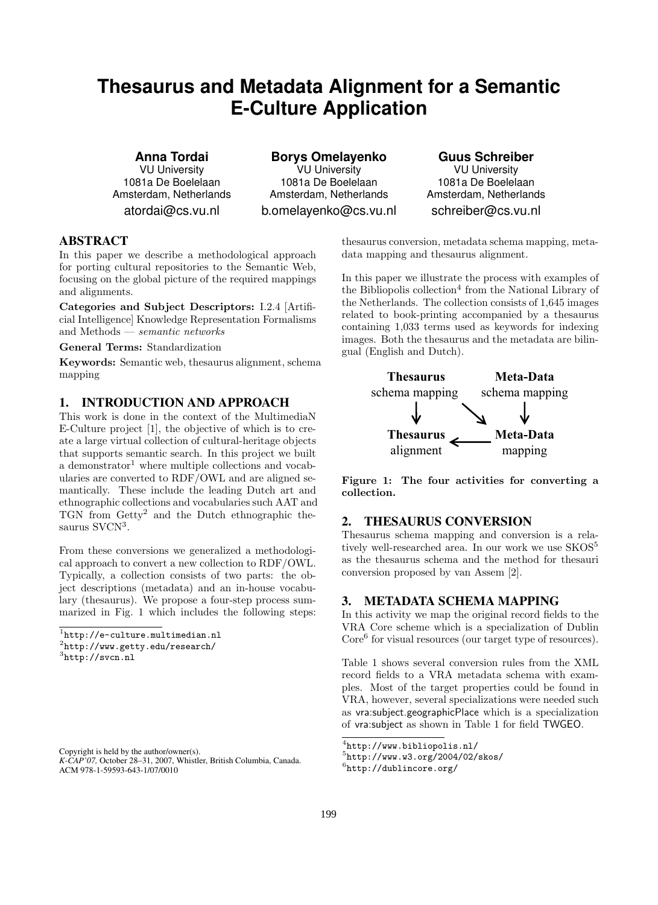# Thesaurus and Metadata Alignment for a Semantic E-Culture Application

**Anna Tordai**
VU University
1081a De Boelelaan
Amsterdam, Netherlands
atordai@cs.vu.nl

**Borys Omelayenko**
VU University
1081a De Boelelaan
Amsterdam, Netherlands
b.omelayenko@cs.vu.nl

**Guus Schreiber**
VU University
1081a De Boelelaan
Amsterdam, Netherlands
schreiber@cs.vu.nl

## ABSTRACT

In this paper we describe a methodological approach for porting cultural repositories to the Semantic Web, focusing on the global picture of the required mappings and alignments.

**Categories and Subject Descriptors:** I.2.4 [Artificial Intelligence] Knowledge Representation Formalisms and Methods — *semantic networks*

**General Terms:** Standardization

**Keywords:** Semantic web, thesaurus alignment, schema mapping

## 1. INTRODUCTION AND APPROACH

This work is done in the context of the MultimediaN E-Culture project [1], the objective of which is to create a large virtual collection of cultural-heritage objects that supports semantic search. In this project we built a demonstrator[1] where multiple collections and vocabularies are converted to RDF/OWL and are aligned semantically. These include the leading Dutch art and ethnographic collections and vocabularies such AAT and TGN from Getty[2] and the Dutch ethnographic thesaurus SVCN[3].

From these conversions we generalized a methodological approach to convert a new collection to RDF/OWL. Typically, a collection consists of two parts: the object descriptions (metadata) and an in-house vocabulary (thesaurus). We propose a four-step process summarized in Fig. 1 which includes the following steps: thesaurus conversion, metadata schema mapping, metadata mapping and thesaurus alignment.

In this paper we illustrate the process with examples of the Bibliopolis collection[4] from the National Library of the Netherlands. The collection consists of 1,645 images related to book-printing accompanied by a thesaurus containing 1,033 terms used as keywords for indexing images. Both the thesaurus and the metadata are bilingual (English and Dutch).

| **Thesaurus** schema mapping | **Meta-Data** schema mapping |
|---|---|
| ↓ ↘ | ↓ |
| **Thesaurus** alignment ← | **Meta-Data** mapping |

**Figure 1: The four activities for converting a collection.**

[1]http://e-culture.multimedian.nl
[2]http://www.getty.edu/research/
[3]http://svcn.nl

## 2. THESAURUS CONVERSION

Thesaurus schema mapping and conversion is a relatively well-researched area. In our work we use SKOS[5] as the thesaurus schema and the method for thesauri conversion proposed by van Assem [2].

## 3. METADATA SCHEMA MAPPING

In this activity we map the original record fields to the VRA Core scheme which is a specialization of Dublin Core[6] for visual resources (our target type of resources).

Table 1 shows several conversion rules from the XML record fields to a VRA metadata schema with examples. Most of the target properties could be found in VRA, however, several specializations were needed such as vra:subject.geographicPlace which is a specialization of vra:subject as shown in Table 1 for field TWGEO.

[4]http://www.bibliopolis.nl/
[5]http://www.w3.org/2004/02/skos/
[6]http://dublincore.org/

Copyright is held by the author/owner(s).
*K-CAP'07,* October 28–31, 2007, Whistler, British Columbia, Canada.
ACM 978-1-59593-643-1/07/0010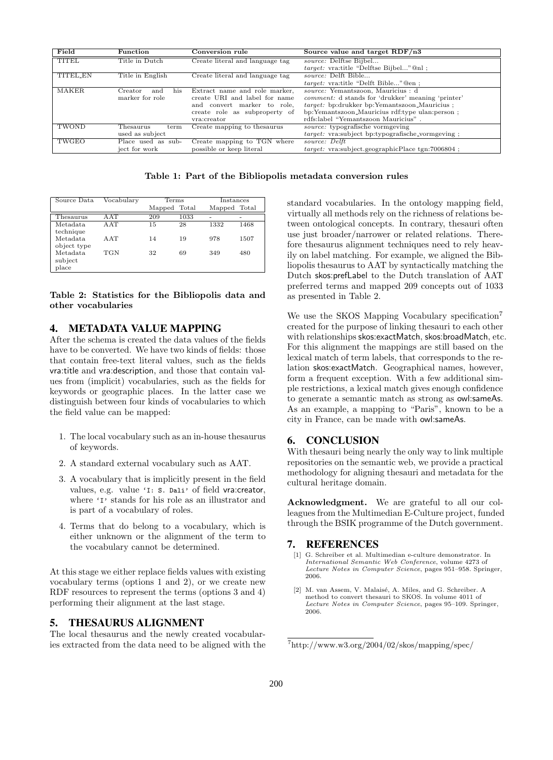| Field | Function | Conversion rule | Source value and target RDF/n3 |
|---|---|---|---|
| TITEL | Title in Dutch | Create literal and language tag | *source:* Delftse Bijbel...<br>*target:* vra:title "Delftse Bijbel..."@nl ; |
| TITEL_EN | Title in English | Create literal and language tag | *source:* Delft Bible...<br>*target:* vra:title "Delft Bible..."@en ; |
| MAKER | Creator and his marker for role | Extract name and role marker, create URI and label for name and convert marker to role, create role as subproperty of vra:creator | *source:* Yemantszoon, Mauricius : d<br>*comment:* d stands for 'drukker' meaning 'printer'<br>*target:* bp:drukker bp:Yemantszoon_Mauricius ;<br>bp:Yemantszoon_Mauricius rdf:type ulan:person ;<br>rdfs:label "Yemantszoon Mauricius" . |
| TWOND | Thesaurus term used as subject | Create mapping to thesaurus | *source:* typografische vormgeving<br>*target:* vra:subject bp:typografische_vormgeving ; |
| TWGEO | Place used as subject for work | Create mapping to TGN where possible or keep literal | *source:* Delft<br>*target:* vra:subject.geographicPlace tgn:7006804 ; |

**Table 1: Part of the Bibliopolis metadata conversion rules**

| Source Data | Vocabulary | Terms | | Instances | |
|---|---|---|---|---|---|
| | | Mapped | Total | Mapped | Total |
| Thesaurus | AAT | 209 | 1033 | - | - |
| Metadata technique | AAT | 15 | 28 | 1332 | 1468 |
| Metadata object type | AAT | 14 | 19 | 978 | 1507 |
| Metadata subject place | TGN | 32 | 69 | 349 | 480 |

**Table 2: Statistics for the Bibliopolis data and other vocabularies**

## 4. METADATA VALUE MAPPING

After the schema is created the data values of the fields have to be converted. We have two kinds of fields: those that contain free-text literal values, such as the fields vra:title and vra:description, and those that contain values from (implicit) vocabularies, such as the fields for keywords or geographic places. In the latter case we distinguish between four kinds of vocabularies to which the field value can be mapped:

1. The local vocabulary such as an in-house thesaurus of keywords.
2. A standard external vocabulary such as AAT.
3. A vocabulary that is implicitly present in the field values, e.g. value `'I: S. Dali'` of field vra:creator, where `'I'` stands for his role as an illustrator and is part of a vocabulary of roles.
4. Terms that do belong to a vocabulary, which is either unknown or the alignment of the term to the vocabulary cannot be determined.

At this stage we either replace fields values with existing vocabulary terms (options 1 and 2), or we create new RDF resources to represent the terms (options 3 and 4) performing their alignment at the last stage.

## 5. THESAURUS ALIGNMENT

The local thesaurus and the newly created vocabularies extracted from the data need to be aligned with the standard vocabularies. In the ontology mapping field, virtually all methods rely on the richness of relations between ontological concepts. In contrary, thesauri often use just broader/narrower or related relations. Therefore thesaurus alignment techniques need to rely heavily on label matching. For example, we aligned the Bibliopolis thesaurus to AAT by syntactically matching the Dutch skos:prefLabel to the Dutch translation of AAT preferred terms and mapped 209 concepts out of 1033 as presented in Table 2.

We use the SKOS Mapping Vocabulary specification[7] created for the purpose of linking thesauri to each other with relationships skos:exactMatch, skos:broadMatch, etc. For this alignment the mappings are still based on the lexical match of term labels, that corresponds to the relation skos:exactMatch. Geographical names, however, form a frequent exception. With a few additional simple restrictions, a lexical match gives enough confidence to generate a semantic match as strong as owl:sameAs. As an example, a mapping to "Paris", known to be a city in France, can be made with owl:sameAs.

## 6. CONCLUSION

With thesauri being nearly the only way to link multiple repositories on the semantic web, we provide a practical methodology for aligning thesauri and metadata for the cultural heritage domain.

**Acknowledgment.** We are grateful to all our colleagues from the Multimedian E-Culture project, funded through the BSIK programme of the Dutch government.

## 7. REFERENCES

[1] G. Schreiber et al. Multimedian e-culture demonstrator. In *International Semantic Web Conference*, volume 4273 of *Lecture Notes in Computer Science*, pages 951–958. Springer, 2006.

[2] M. van Assem, V. Malaisé, A. Miles, and G. Schreiber. A method to convert thesauri to SKOS. In volume 4011 of *Lecture Notes in Computer Science*, pages 95–109. Springer, 2006.

[7] http://www.w3.org/2004/02/skos/mapping/spec/